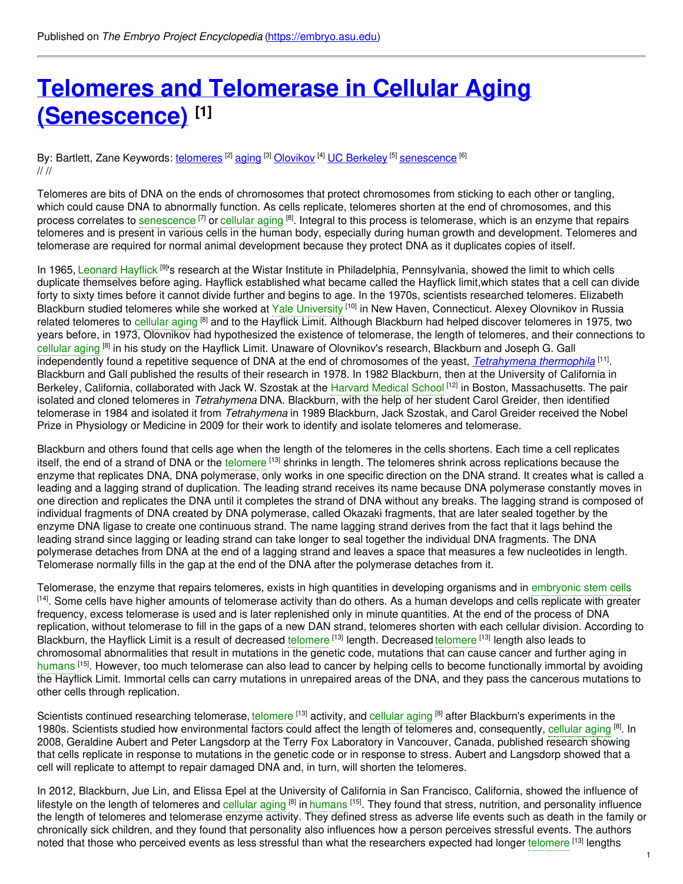Published on *The Embryo Project Encyclopedia* (https://embryo.asu.edu)

# Telomeres and Telomerase in Cellular Aging (Senescence) [1]

By: Bartlett, Zane Keywords: telomeres [2] aging [3] Olovikov [4] UC Berkeley [5] senescence [6]
// //

Telomeres are bits of DNA on the ends of chromosomes that protect chromosomes from sticking to each other or tangling, which could cause DNA to abnormally function. As cells replicate, telomeres shorten at the end of chromosomes, and this process correlates to senescence [7] or cellular aging [8]. Integral to this process is telomerase, which is an enzyme that repairs telomeres and is present in various cells in the human body, especially during human growth and development. Telomeres and telomerase are required for normal animal development because they protect DNA as it duplicates copies of itself.

In 1965, Leonard Hayflick [9]'s research at the Wistar Institute in Philadelphia, Pennsylvania, showed the limit to which cells duplicate themselves before aging. Hayflick established what became called the Hayflick limit,which states that a cell can divide forty to sixty times before it cannot divide further and begins to age. In the 1970s, scientists researched telomeres. Elizabeth Blackburn studied telomeres while she worked at Yale University [10] in New Haven, Connecticut. Alexey Olovnikov in Russia related telomeres to cellular aging [8] and to the Hayflick Limit. Although Blackburn had helped discover telomeres in 1975, two years before, in 1973, Olovnikov had hypothesized the existence of telomerase, the length of telomeres, and their connections to cellular aging [8] in his study on the Hayflick Limit. Unaware of Olovnikov's research, Blackburn and Joseph G. Gall independently found a repetitive sequence of DNA at the end of chromosomes of the yeast, *Tetrahymena thermophila* [11]. Blackburn and Gall published the results of their research in 1978. In 1982 Blackburn, then at the University of California in Berkeley, California, collaborated with Jack W. Szostak at the Harvard Medical School [12] in Boston, Massachusetts. The pair isolated and cloned telomeres in *Tetrahymena* DNA. Blackburn, with the help of her student Carol Greider, then identified telomerase in 1984 and isolated it from *Tetrahymena* in 1989 Blackburn, Jack Szostak, and Carol Greider received the Nobel Prize in Physiology or Medicine in 2009 for their work to identify and isolate telomeres and telomerase.

Blackburn and others found that cells age when the length of the telomeres in the cells shortens. Each time a cell replicates itself, the end of a strand of DNA or the telomere [13] shrinks in length. The telomeres shrink across replications because the enzyme that replicates DNA, DNA polymerase, only works in one specific direction on the DNA strand. It creates what is called a leading and a lagging strand of duplication. The leading strand receives its name because DNA polymerase constantly moves in one direction and replicates the DNA until it completes the strand of DNA without any breaks. The lagging strand is composed of individual fragments of DNA created by DNA polymerase, called Okazaki fragments, that are later sealed together by the enzyme DNA ligase to create one continuous strand. The name lagging strand derives from the fact that it lags behind the leading strand since lagging or leading strand can take longer to seal together the individual DNA fragments. The DNA polymerase detaches from DNA at the end of a lagging strand and leaves a space that measures a few nucleotides in length. Telomerase normally fills in the gap at the end of the DNA after the polymerase detaches from it.

Telomerase, the enzyme that repairs telomeres, exists in high quantities in developing organisms and in embryonic stem cells [14]. Some cells have higher amounts of telomerase activity than do others. As a human develops and cells replicate with greater frequency, excess telomerase is used and is later replenished only in minute quantities. At the end of the process of DNA replication, without telomerase to fill in the gaps of a new DAN strand, telomeres shorten with each cellular division. According to Blackburn, the Hayflick Limit is a result of decreased telomere [13] length. Decreased telomere [13] length also leads to chromosomal abnormalities that result in mutations in the genetic code, mutations that can cause cancer and further aging in humans [15]. However, too much telomerase can also lead to cancer by helping cells to become functionally immortal by avoiding the Hayflick Limit. Immortal cells can carry mutations in unrepaired areas of the DNA, and they pass the cancerous mutations to other cells through replication.

Scientists continued researching telomerase, telomere [13] activity, and cellular aging [8] after Blackburn's experiments in the 1980s. Scientists studied how environmental factors could affect the length of telomeres and, consequently, cellular aging [8]. In 2008, Geraldine Aubert and Peter Langsdorp at the Terry Fox Laboratory in Vancouver, Canada, published research showing that cells replicate in response to mutations in the genetic code or in response to stress. Aubert and Langsdorp showed that a cell will replicate to attempt to repair damaged DNA and, in turn, will shorten the telomeres.

In 2012, Blackburn, Jue Lin, and Elissa Epel at the University of California in San Francisco, California, showed the influence of lifestyle on the length of telomeres and cellular aging [8] in humans [15]. They found that stress, nutrition, and personality influence the length of telomeres and telomerase enzyme activity. They defined stress as adverse life events such as death in the family or chronically sick children, and they found that personality also influences how a person perceives stressful events. The authors noted that those who perceived events as less stressful than what the researchers expected had longer telomere [13] lengths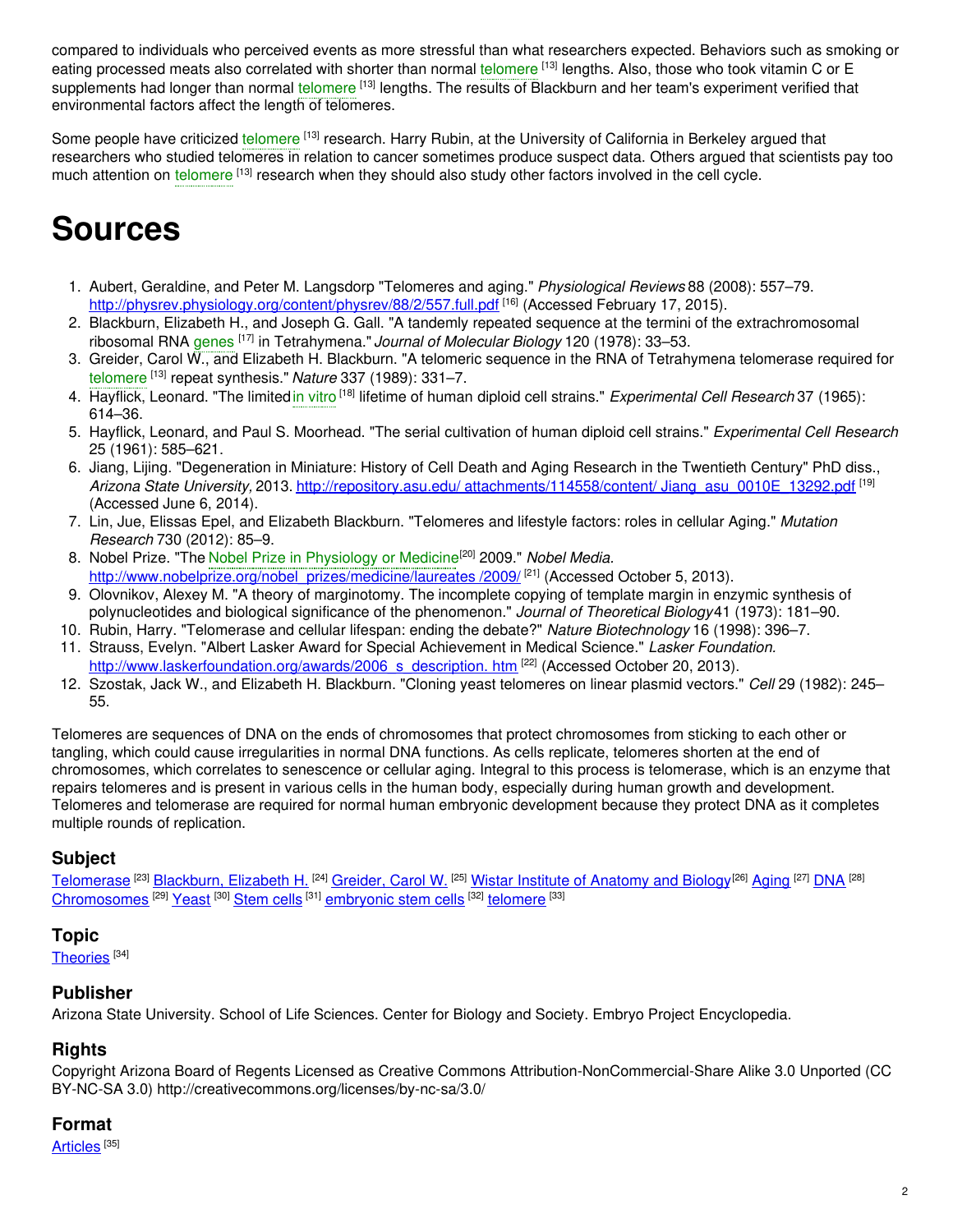compared to individuals who perceived events as more stressful than what researchers expected. Behaviors such as smoking or eating processed meats also correlated with shorter than normal telomere [13] lengths. Also, those who took vitamin C or E supplements had longer than normal telomere [13] lengths. The results of Blackburn and her team's experiment verified that environmental factors affect the length of telomeres.

Some people have criticized telomere [13] research. Harry Rubin, at the University of California in Berkeley argued that researchers who studied telomeres in relation to cancer sometimes produce suspect data. Others argued that scientists pay too much attention on telomere [13] research when they should also study other factors involved in the cell cycle.

# Sources

1. Aubert, Geraldine, and Peter M. Langsdorp "Telomeres and aging." *Physiological Reviews* 88 (2008): 557–79. http://physrev.physiology.org/content/physrev/88/2/557.full.pdf [16] (Accessed February 17, 2015).
2. Blackburn, Elizabeth H., and Joseph G. Gall. "A tandemly repeated sequence at the termini of the extrachromosomal ribosomal RNA genes [17] in Tetrahymena." *Journal of Molecular Biology* 120 (1978): 33–53.
3. Greider, Carol W., and Elizabeth H. Blackburn. "A telomeric sequence in the RNA of Tetrahymena telomerase required for telomere [13] repeat synthesis." *Nature* 337 (1989): 331–7.
4. Hayflick, Leonard. "The limited in vitro [18] lifetime of human diploid cell strains." *Experimental Cell Research* 37 (1965): 614–36.
5. Hayflick, Leonard, and Paul S. Moorhead. "The serial cultivation of human diploid cell strains." *Experimental Cell Research* 25 (1961): 585–621.
6. Jiang, Lijing. "Degeneration in Miniature: History of Cell Death and Aging Research in the Twentieth Century" PhD diss., *Arizona State University,* 2013. http://repository.asu.edu/ attachments/114558/content/ Jiang_asu_0010E_13292.pdf [19] (Accessed June 6, 2014).
7. Lin, Jue, Elissas Epel, and Elizabeth Blackburn. "Telomeres and lifestyle factors: roles in cellular Aging." *Mutation Research* 730 (2012): 85–9.
8. Nobel Prize. "The Nobel Prize in Physiology or Medicine[20] 2009." *Nobel Media.* http://www.nobelprize.org/nobel_prizes/medicine/laureates /2009/ [21] (Accessed October 5, 2013).
9. Olovnikov, Alexey M. "A theory of marginotomy. The incomplete copying of template margin in enzymic synthesis of polynucleotides and biological significance of the phenomenon." *Journal of Theoretical Biology* 41 (1973): 181–90.
10. Rubin, Harry. "Telomerase and cellular lifespan: ending the debate?" *Nature Biotechnology* 16 (1998): 396–7.
11. Strauss, Evelyn. "Albert Lasker Award for Special Achievement in Medical Science." *Lasker Foundation.* http://www.laskerfoundation.org/awards/2006_s_description. htm [22] (Accessed October 20, 2013).
12. Szostak, Jack W., and Elizabeth H. Blackburn. "Cloning yeast telomeres on linear plasmid vectors." *Cell* 29 (1982): 245–55.

Telomeres are sequences of DNA on the ends of chromosomes that protect chromosomes from sticking to each other or tangling, which could cause irregularities in normal DNA functions. As cells replicate, telomeres shorten at the end of chromosomes, which correlates to senescence or cellular aging. Integral to this process is telomerase, which is an enzyme that repairs telomeres and is present in various cells in the human body, especially during human growth and development. Telomeres and telomerase are required for normal human embryonic development because they protect DNA as it completes multiple rounds of replication.

## Subject

Telomerase [23] Blackburn, Elizabeth H. [24] Greider, Carol W. [25] Wistar Institute of Anatomy and Biology[26] Aging [27] DNA [28] Chromosomes [29] Yeast [30] Stem cells [31] embryonic stem cells [32] telomere [33]

## Topic

Theories [34]

## Publisher

Arizona State University. School of Life Sciences. Center for Biology and Society. Embryo Project Encyclopedia.

## Rights

Copyright Arizona Board of Regents Licensed as Creative Commons Attribution-NonCommercial-Share Alike 3.0 Unported (CC BY-NC-SA 3.0) http://creativecommons.org/licenses/by-nc-sa/3.0/

## Format

Articles [35]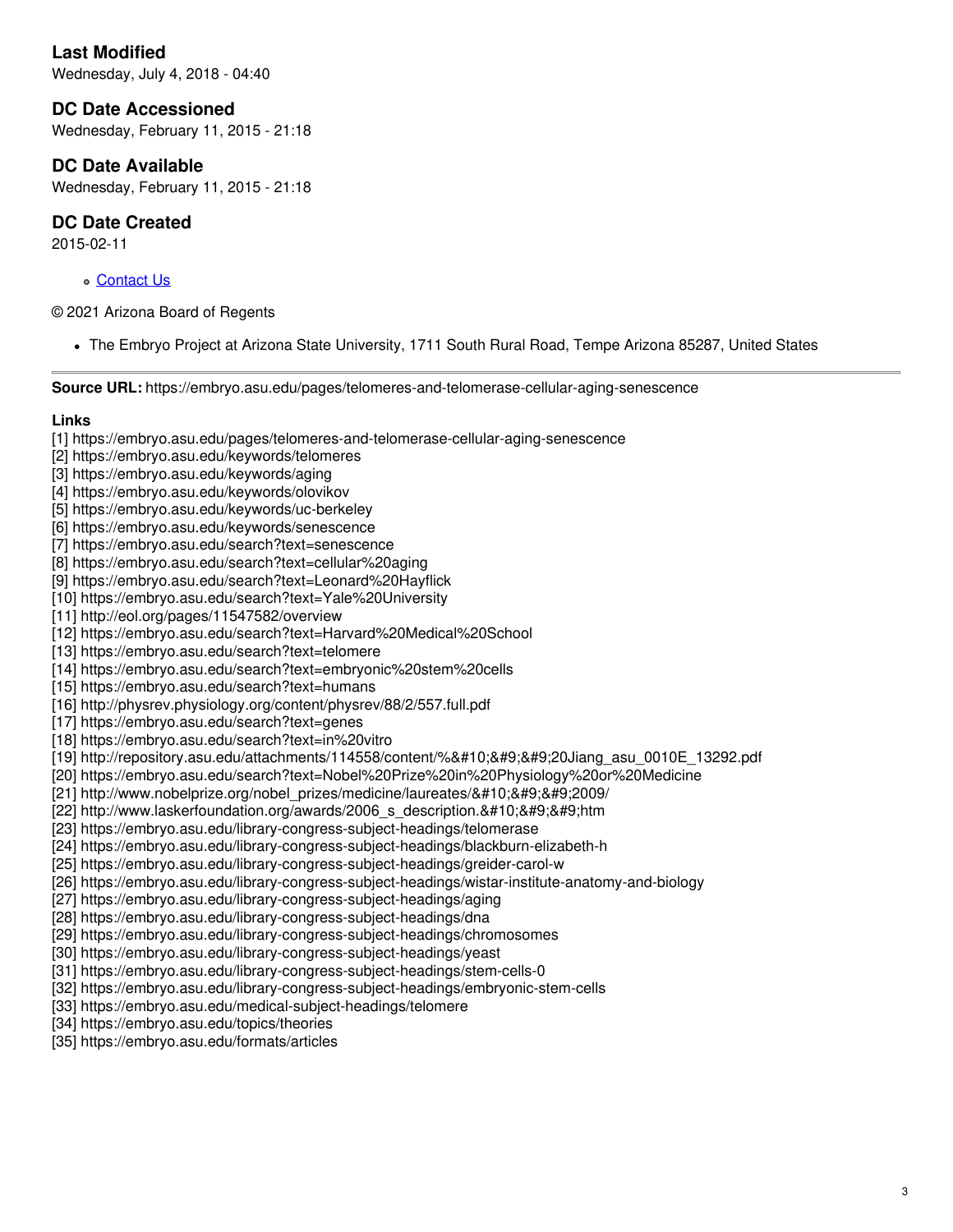### Last Modified

Wednesday, July 4, 2018 - 04:40

### DC Date Accessioned

Wednesday, February 11, 2015 - 21:18

### DC Date Available

Wednesday, February 11, 2015 - 21:18

### DC Date Created

2015-02-11

- Contact Us

© 2021 Arizona Board of Regents

- The Embryo Project at Arizona State University, 1711 South Rural Road, Tempe Arizona 85287, United States

---

**Source URL:** https://embryo.asu.edu/pages/telomeres-and-telomerase-cellular-aging-senescence

**Links**
[1] https://embryo.asu.edu/pages/telomeres-and-telomerase-cellular-aging-senescence
[2] https://embryo.asu.edu/keywords/telomeres
[3] https://embryo.asu.edu/keywords/aging
[4] https://embryo.asu.edu/keywords/olovikov
[5] https://embryo.asu.edu/keywords/uc-berkeley
[6] https://embryo.asu.edu/keywords/senescence
[7] https://embryo.asu.edu/search?text=senescence
[8] https://embryo.asu.edu/search?text=cellular%20aging
[9] https://embryo.asu.edu/search?text=Leonard%20Hayflick
[10] https://embryo.asu.edu/search?text=Yale%20University
[11] http://eol.org/pages/11547582/overview
[12] https://embryo.asu.edu/search?text=Harvard%20Medical%20School
[13] https://embryo.asu.edu/search?text=telomere
[14] https://embryo.asu.edu/search?text=embryonic%20stem%20cells
[15] https://embryo.asu.edu/search?text=humans
[16] http://physrev.physiology.org/content/physrev/88/2/557.full.pdf
[17] https://embryo.asu.edu/search?text=genes
[18] https://embryo.asu.edu/search?text=in%20vitro
[19] http://repository.asu.edu/attachments/114558/content/%&#10;&#9;&#9;20Jiang_asu_0010E_13292.pdf
[20] https://embryo.asu.edu/search?text=Nobel%20Prize%20in%20Physiology%20or%20Medicine
[21] http://www.nobelprize.org/nobel_prizes/medicine/laureates/&#10;&#9;&#9;2009/
[22] http://www.laskerfoundation.org/awards/2006_s_description.&#10;&#9;&#9;htm
[23] https://embryo.asu.edu/library-congress-subject-headings/telomerase
[24] https://embryo.asu.edu/library-congress-subject-headings/blackburn-elizabeth-h
[25] https://embryo.asu.edu/library-congress-subject-headings/greider-carol-w
[26] https://embryo.asu.edu/library-congress-subject-headings/wistar-institute-anatomy-and-biology
[27] https://embryo.asu.edu/library-congress-subject-headings/aging
[28] https://embryo.asu.edu/library-congress-subject-headings/dna
[29] https://embryo.asu.edu/library-congress-subject-headings/chromosomes
[30] https://embryo.asu.edu/library-congress-subject-headings/yeast
[31] https://embryo.asu.edu/library-congress-subject-headings/stem-cells-0
[32] https://embryo.asu.edu/library-congress-subject-headings/embryonic-stem-cells
[33] https://embryo.asu.edu/medical-subject-headings/telomere
[34] https://embryo.asu.edu/topics/theories
[35] https://embryo.asu.edu/formats/articles